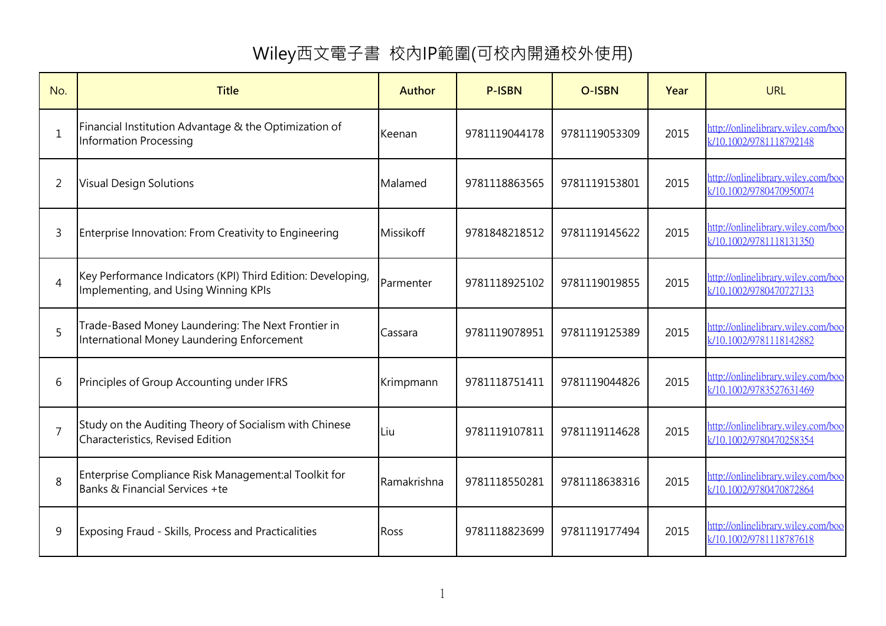# Wiley西文電子書 校內IP範圍(可校內開通校外使用)

| No. | Title | Author | P-ISBN | O-ISBN | Year | URL |
|---|---|---|---|---|---|---|
| 1 | Financial Institution Advantage & the Optimization of Information Processing | Keenan | 9781119044178 | 9781119053309 | 2015 | http://onlinelibrary.wiley.com/book/10.1002/9781118792148 |
| 2 | Visual Design Solutions | Malamed | 9781118863565 | 9781119153801 | 2015 | http://onlinelibrary.wiley.com/book/10.1002/9780470950074 |
| 3 | Enterprise Innovation: From Creativity to Engineering | Missikoff | 9781848218512 | 9781119145622 | 2015 | http://onlinelibrary.wiley.com/book/10.1002/9781118131350 |
| 4 | Key Performance Indicators (KPI) Third Edition: Developing, Implementing, and Using Winning KPIs | Parmenter | 9781118925102 | 9781119019855 | 2015 | http://onlinelibrary.wiley.com/book/10.1002/9780470727133 |
| 5 | Trade-Based Money Laundering: The Next Frontier in International Money Laundering Enforcement | Cassara | 9781119078951 | 9781119125389 | 2015 | http://onlinelibrary.wiley.com/book/10.1002/9781118142882 |
| 6 | Principles of Group Accounting under IFRS | Krimpmann | 9781118751411 | 9781119044826 | 2015 | http://onlinelibrary.wiley.com/book/10.1002/9783527631469 |
| 7 | Study on the Auditing Theory of Socialism with Chinese Characteristics, Revised Edition | Liu | 9781119107811 | 9781119114628 | 2015 | http://onlinelibrary.wiley.com/book/10.1002/9780470258354 |
| 8 | Enterprise Compliance Risk Management:al Toolkit for Banks & Financial Services +te | Ramakrishna | 9781118550281 | 9781118638316 | 2015 | http://onlinelibrary.wiley.com/book/10.1002/9780470872864 |
| 9 | Exposing Fraud - Skills, Process and Practicalities | Ross | 9781118823699 | 9781119177494 | 2015 | http://onlinelibrary.wiley.com/book/10.1002/9781118787618 |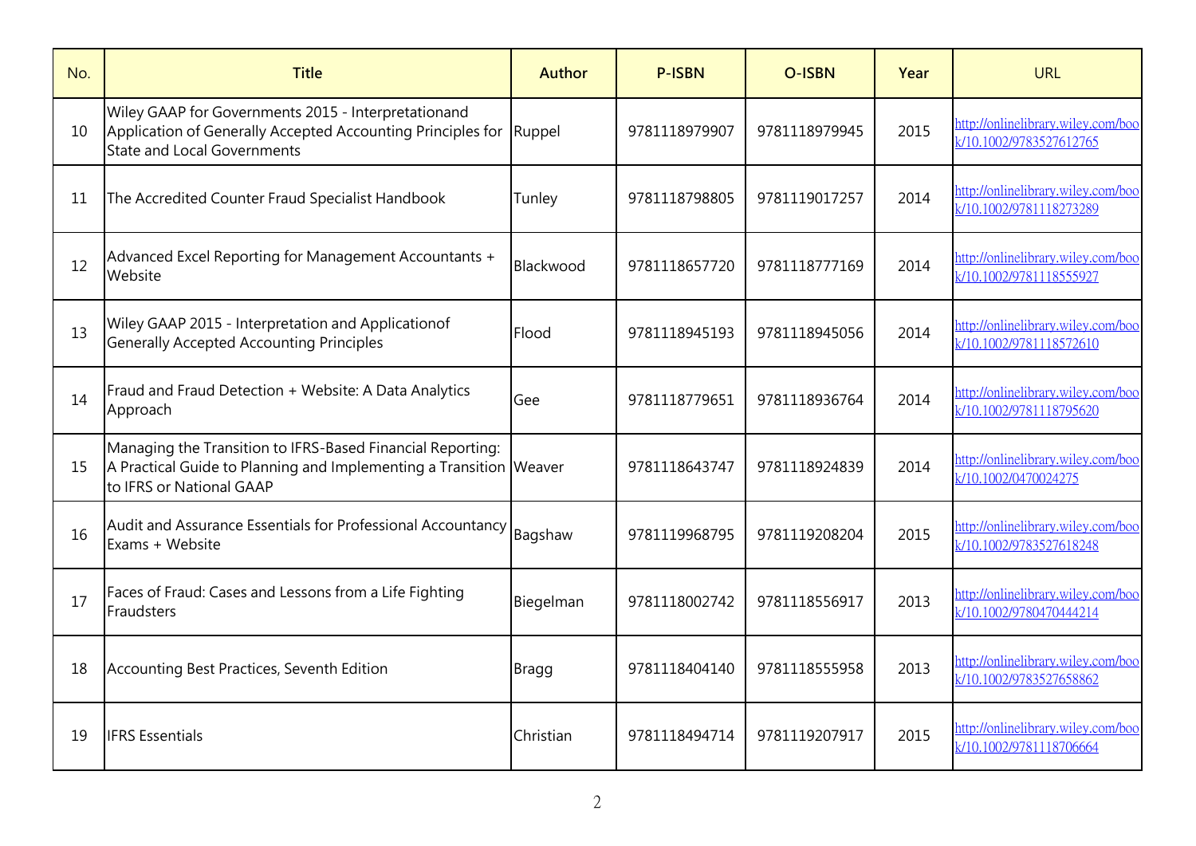| No. | Title | Author | P-ISBN | O-ISBN | Year | URL |
|---|---|---|---|---|---|---|
| 10 | Wiley GAAP for Governments 2015 - Interpretationand Application of Generally Accepted Accounting Principles for State and Local Governments | Ruppel | 9781118979907 | 9781118979945 | 2015 | http://onlinelibrary.wiley.com/book/10.1002/9783527612765 |
| 11 | The Accredited Counter Fraud Specialist Handbook | Tunley | 9781118798805 | 9781119017257 | 2014 | http://onlinelibrary.wiley.com/book/10.1002/9781118273289 |
| 12 | Advanced Excel Reporting for Management Accountants + Website | Blackwood | 9781118657720 | 9781118777169 | 2014 | http://onlinelibrary.wiley.com/book/10.1002/9781118555927 |
| 13 | Wiley GAAP 2015 - Interpretation and Applicationof Generally Accepted Accounting Principles | Flood | 9781118945193 | 9781118945056 | 2014 | http://onlinelibrary.wiley.com/book/10.1002/9781118572610 |
| 14 | Fraud and Fraud Detection + Website: A Data Analytics Approach | Gee | 9781118779651 | 9781118936764 | 2014 | http://onlinelibrary.wiley.com/book/10.1002/9781118795620 |
| 15 | Managing the Transition to IFRS-Based Financial Reporting: A Practical Guide to Planning and Implementing a Transition to IFRS or National GAAP | Weaver | 9781118643747 | 9781118924839 | 2014 | http://onlinelibrary.wiley.com/book/10.1002/0470024275 |
| 16 | Audit and Assurance Essentials for Professional Accountancy Exams + Website | Bagshaw | 9781119968795 | 9781119208204 | 2015 | http://onlinelibrary.wiley.com/book/10.1002/9783527618248 |
| 17 | Faces of Fraud: Cases and Lessons from a Life Fighting Fraudsters | Biegelman | 9781118002742 | 9781118556917 | 2013 | http://onlinelibrary.wiley.com/book/10.1002/9780470444214 |
| 18 | Accounting Best Practices, Seventh Edition | Bragg | 9781118404140 | 9781118555958 | 2013 | http://onlinelibrary.wiley.com/book/10.1002/9783527658862 |
| 19 | IFRS Essentials | Christian | 9781118494714 | 9781119207917 | 2015 | http://onlinelibrary.wiley.com/book/10.1002/9781118706664 |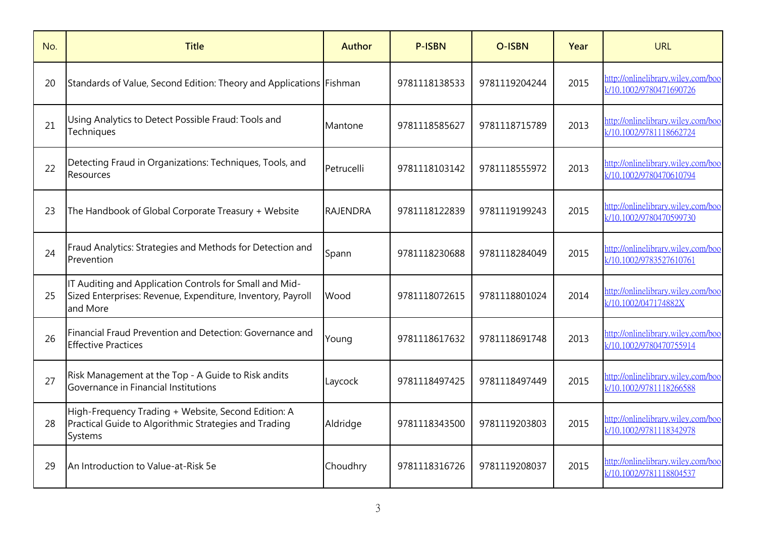| No. | Title | Author | P-ISBN | O-ISBN | Year | URL |
|---|---|---|---|---|---|---|
| 20 | Standards of Value, Second Edition: Theory and Applications | Fishman | 9781118138533 | 9781119204244 | 2015 | http://onlinelibrary.wiley.com/book/10.1002/9780471690726 |
| 21 | Using Analytics to Detect Possible Fraud: Tools and Techniques | Mantone | 9781118585627 | 9781118715789 | 2013 | http://onlinelibrary.wiley.com/book/10.1002/9781118662724 |
| 22 | Detecting Fraud in Organizations: Techniques, Tools, and Resources | Petrucelli | 9781118103142 | 9781118555972 | 2013 | http://onlinelibrary.wiley.com/book/10.1002/9780470610794 |
| 23 | The Handbook of Global Corporate Treasury + Website | RAJENDRA | 9781118122839 | 9781119199243 | 2015 | http://onlinelibrary.wiley.com/book/10.1002/9780470599730 |
| 24 | Fraud Analytics: Strategies and Methods for Detection and Prevention | Spann | 9781118230688 | 9781118284049 | 2015 | http://onlinelibrary.wiley.com/book/10.1002/9783527610761 |
| 25 | IT Auditing and Application Controls for Small and Mid-Sized Enterprises: Revenue, Expenditure, Inventory, Payroll and More | Wood | 9781118072615 | 9781118801024 | 2014 | http://onlinelibrary.wiley.com/book/10.1002/047174882X |
| 26 | Financial Fraud Prevention and Detection: Governance and Effective Practices | Young | 9781118617632 | 9781118691748 | 2013 | http://onlinelibrary.wiley.com/book/10.1002/9780470755914 |
| 27 | Risk Management at the Top - A Guide to Risk andits Governance in Financial Institutions | Laycock | 9781118497425 | 9781118497449 | 2015 | http://onlinelibrary.wiley.com/book/10.1002/9781118266588 |
| 28 | High-Frequency Trading + Website, Second Edition: A Practical Guide to Algorithmic Strategies and Trading Systems | Aldridge | 9781118343500 | 9781119203803 | 2015 | http://onlinelibrary.wiley.com/book/10.1002/9781118342978 |
| 29 | An Introduction to Value-at-Risk 5e | Choudhry | 9781118316726 | 9781119208037 | 2015 | http://onlinelibrary.wiley.com/book/10.1002/9781118804537 |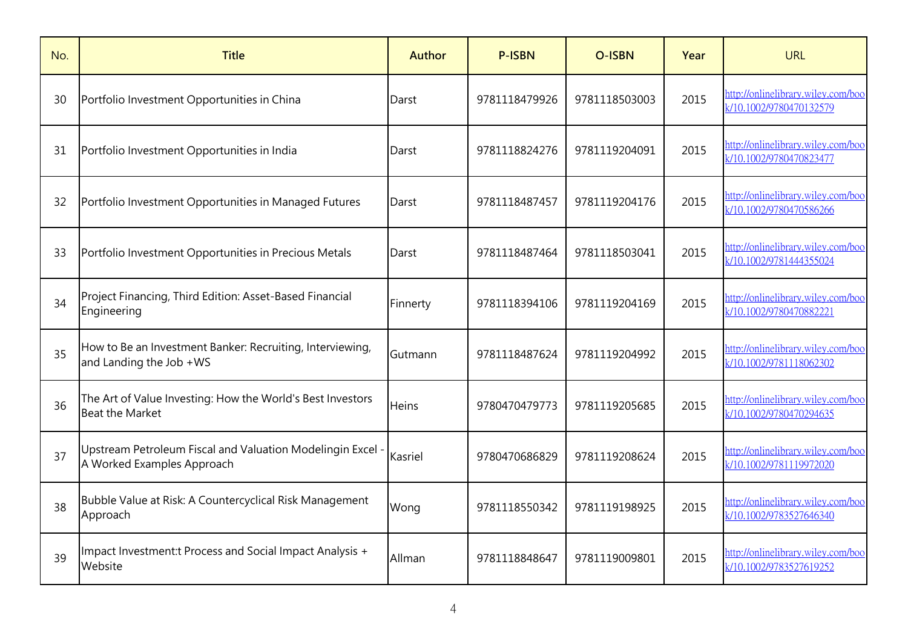| No. | Title | Author | P-ISBN | O-ISBN | Year | URL |
|---|---|---|---|---|---|---|
| 30 | Portfolio Investment Opportunities in China | Darst | 9781118479926 | 9781118503003 | 2015 | http://onlinelibrary.wiley.com/book/10.1002/9780470132579 |
| 31 | Portfolio Investment Opportunities in India | Darst | 9781118824276 | 9781119204091 | 2015 | http://onlinelibrary.wiley.com/book/10.1002/9780470823477 |
| 32 | Portfolio Investment Opportunities in Managed Futures | Darst | 9781118487457 | 9781119204176 | 2015 | http://onlinelibrary.wiley.com/book/10.1002/9780470586266 |
| 33 | Portfolio Investment Opportunities in Precious Metals | Darst | 9781118487464 | 9781118503041 | 2015 | http://onlinelibrary.wiley.com/book/10.1002/9781444355024 |
| 34 | Project Financing, Third Edition: Asset-Based Financial Engineering | Finnerty | 9781118394106 | 9781119204169 | 2015 | http://onlinelibrary.wiley.com/book/10.1002/9780470882221 |
| 35 | How to Be an Investment Banker: Recruiting, Interviewing, and Landing the Job +WS | Gutmann | 9781118487624 | 9781119204992 | 2015 | http://onlinelibrary.wiley.com/book/10.1002/9781118062302 |
| 36 | The Art of Value Investing: How the World's Best Investors Beat the Market | Heins | 9780470479773 | 9781119205685 | 2015 | http://onlinelibrary.wiley.com/book/10.1002/9780470294635 |
| 37 | Upstream Petroleum Fiscal and Valuation Modelingin Excel - A Worked Examples Approach | Kasriel | 9780470686829 | 9781119208624 | 2015 | http://onlinelibrary.wiley.com/book/10.1002/9781119972020 |
| 38 | Bubble Value at Risk: A Countercyclical Risk Management Approach | Wong | 9781118550342 | 9781119198925 | 2015 | http://onlinelibrary.wiley.com/book/10.1002/9783527646340 |
| 39 | Impact Investment:t Process and Social Impact Analysis + Website | Allman | 9781118848647 | 9781119009801 | 2015 | http://onlinelibrary.wiley.com/book/10.1002/9783527619252 |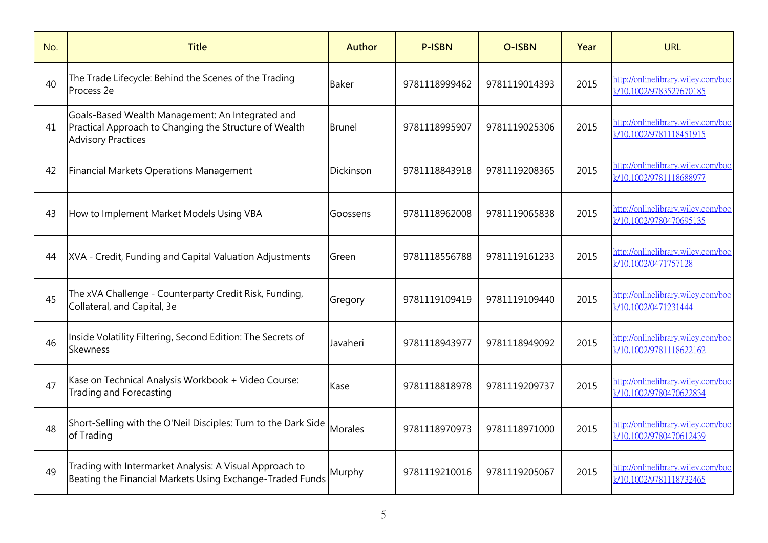| No. | Title | Author | P-ISBN | O-ISBN | Year | URL |
|---|---|---|---|---|---|---|
| 40 | The Trade Lifecycle: Behind the Scenes of the Trading Process 2e | Baker | 9781118999462 | 9781119014393 | 2015 | http://onlinelibrary.wiley.com/book/10.1002/9783527670185 |
| 41 | Goals-Based Wealth Management: An Integrated and Practical Approach to Changing the Structure of Wealth Advisory Practices | Brunel | 9781118995907 | 9781119025306 | 2015 | http://onlinelibrary.wiley.com/book/10.1002/9781118451915 |
| 42 | Financial Markets Operations Management | Dickinson | 9781118843918 | 9781119208365 | 2015 | http://onlinelibrary.wiley.com/book/10.1002/9781118688977 |
| 43 | How to Implement Market Models Using VBA | Goossens | 9781118962008 | 9781119065838 | 2015 | http://onlinelibrary.wiley.com/book/10.1002/9780470695135 |
| 44 | XVA - Credit, Funding and Capital Valuation Adjustments | Green | 9781118556788 | 9781119161233 | 2015 | http://onlinelibrary.wiley.com/book/10.1002/0471757128 |
| 45 | The xVA Challenge - Counterparty Credit Risk, Funding, Collateral, and Capital, 3e | Gregory | 9781119109419 | 9781119109440 | 2015 | http://onlinelibrary.wiley.com/book/10.1002/0471231444 |
| 46 | Inside Volatility Filtering, Second Edition: The Secrets of Skewness | Javaheri | 9781118943977 | 9781118949092 | 2015 | http://onlinelibrary.wiley.com/book/10.1002/9781118622162 |
| 47 | Kase on Technical Analysis Workbook + Video Course: Trading and Forecasting | Kase | 9781118818978 | 9781119209737 | 2015 | http://onlinelibrary.wiley.com/book/10.1002/9780470622834 |
| 48 | Short-Selling with the O'Neil Disciples: Turn to the Dark Side of Trading | Morales | 9781118970973 | 9781118971000 | 2015 | http://onlinelibrary.wiley.com/book/10.1002/9780470612439 |
| 49 | Trading with Intermarket Analysis: A Visual Approach to Beating the Financial Markets Using Exchange-Traded Funds | Murphy | 9781119210016 | 9781119205067 | 2015 | http://onlinelibrary.wiley.com/book/10.1002/9781118732465 |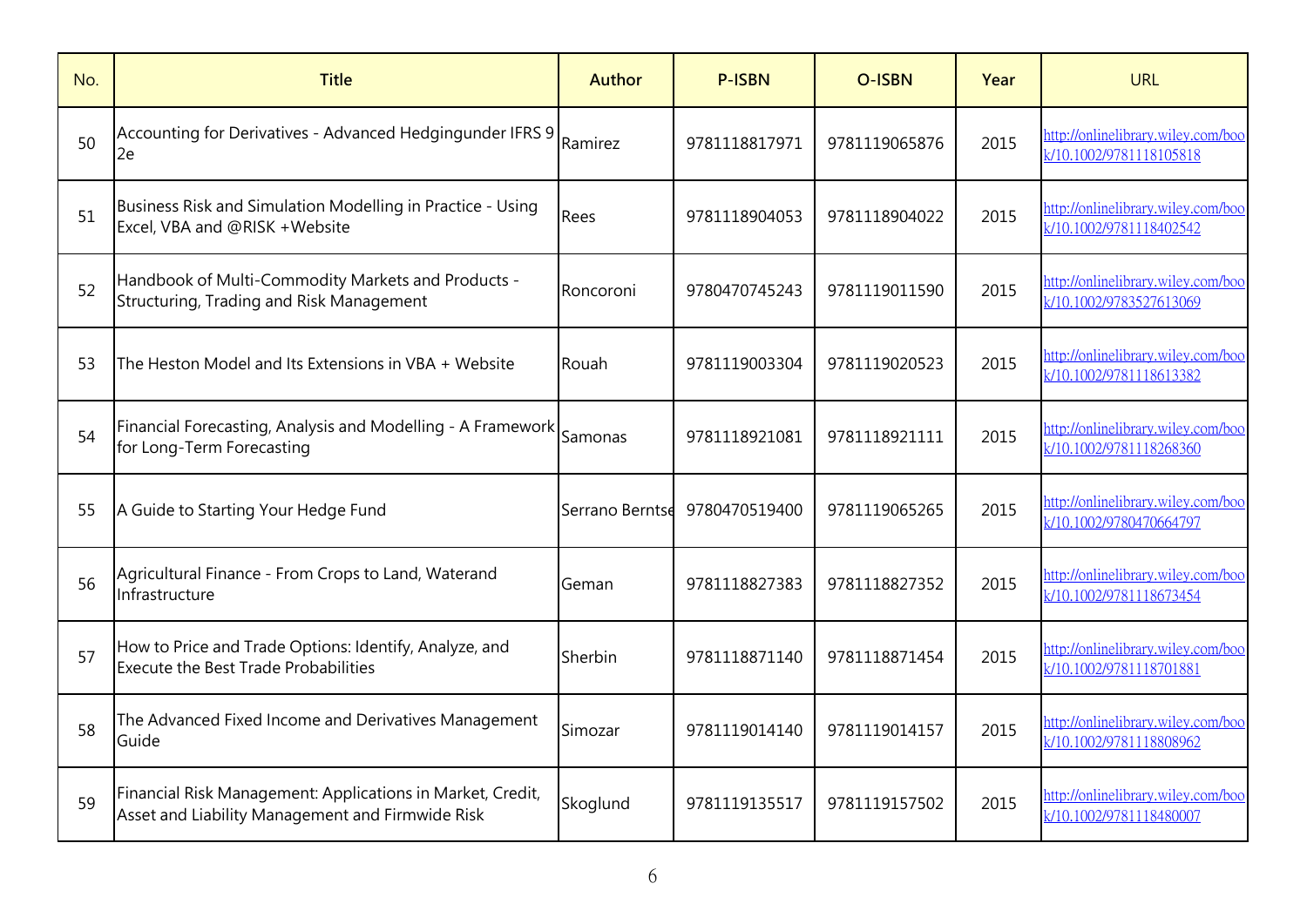| No. | Title | Author | P-ISBN | O-ISBN | Year | URL |
|---|---|---|---|---|---|---|
| 50 | Accounting for Derivatives - Advanced Hedgingunder IFRS 9 2e | Ramirez | 9781118817971 | 9781119065876 | 2015 | http://onlinelibrary.wiley.com/book/10.1002/9781118105818 |
| 51 | Business Risk and Simulation Modelling in Practice - Using Excel, VBA and @RISK +Website | Rees | 9781118904053 | 9781118904022 | 2015 | http://onlinelibrary.wiley.com/book/10.1002/9781118402542 |
| 52 | Handbook of Multi-Commodity Markets and Products - Structuring, Trading and Risk Management | Roncoroni | 9780470745243 | 9781119011590 | 2015 | http://onlinelibrary.wiley.com/book/10.1002/9783527613069 |
| 53 | The Heston Model and Its Extensions in VBA + Website | Rouah | 9781119003304 | 9781119020523 | 2015 | http://onlinelibrary.wiley.com/book/10.1002/9781118613382 |
| 54 | Financial Forecasting, Analysis and Modelling - A Framework for Long-Term Forecasting | Samonas | 9781118921081 | 9781118921111 | 2015 | http://onlinelibrary.wiley.com/book/10.1002/9781118268360 |
| 55 | A Guide to Starting Your Hedge Fund | Serrano Berntse | 9780470519400 | 9781119065265 | 2015 | http://onlinelibrary.wiley.com/book/10.1002/9780470664797 |
| 56 | Agricultural Finance - From Crops to Land, Waterand Infrastructure | Geman | 9781118827383 | 9781118827352 | 2015 | http://onlinelibrary.wiley.com/book/10.1002/9781118673454 |
| 57 | How to Price and Trade Options: Identify, Analyze, and Execute the Best Trade Probabilities | Sherbin | 9781118871140 | 9781118871454 | 2015 | http://onlinelibrary.wiley.com/book/10.1002/9781118701881 |
| 58 | The Advanced Fixed Income and Derivatives Management Guide | Simozar | 9781119014140 | 9781119014157 | 2015 | http://onlinelibrary.wiley.com/book/10.1002/9781118808962 |
| 59 | Financial Risk Management: Applications in Market, Credit, Asset and Liability Management and Firmwide Risk | Skoglund | 9781119135517 | 9781119157502 | 2015 | http://onlinelibrary.wiley.com/book/10.1002/9781118480007 |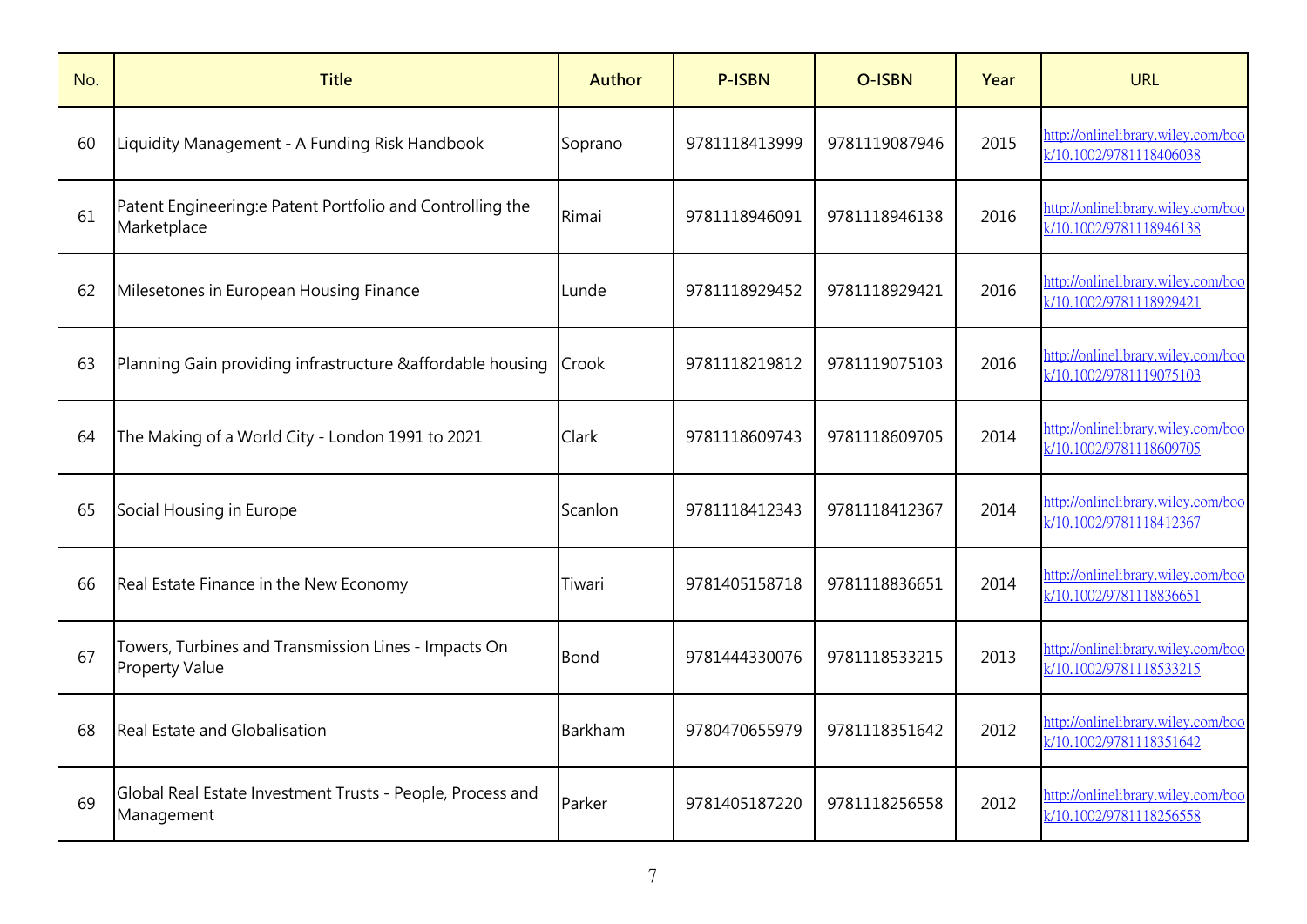| No. | Title | Author | P-ISBN | O-ISBN | Year | URL |
|---|---|---|---|---|---|---|
| 60 | Liquidity Management - A Funding Risk Handbook | Soprano | 9781118413999 | 9781119087946 | 2015 | http://onlinelibrary.wiley.com/book/10.1002/9781118406038 |
| 61 | Patent Engineering:e Patent Portfolio and Controlling the Marketplace | Rimai | 9781118946091 | 9781118946138 | 2016 | http://onlinelibrary.wiley.com/book/10.1002/9781118946138 |
| 62 | Milesetones in European Housing Finance | Lunde | 9781118929452 | 9781118929421 | 2016 | http://onlinelibrary.wiley.com/book/10.1002/9781118929421 |
| 63 | Planning Gain providing infrastructure &affordable housing | Crook | 9781118219812 | 9781119075103 | 2016 | http://onlinelibrary.wiley.com/book/10.1002/9781119075103 |
| 64 | The Making of a World City - London 1991 to 2021 | Clark | 9781118609743 | 9781118609705 | 2014 | http://onlinelibrary.wiley.com/book/10.1002/9781118609705 |
| 65 | Social Housing in Europe | Scanlon | 9781118412343 | 9781118412367 | 2014 | http://onlinelibrary.wiley.com/book/10.1002/9781118412367 |
| 66 | Real Estate Finance in the New Economy | Tiwari | 9781405158718 | 9781118836651 | 2014 | http://onlinelibrary.wiley.com/book/10.1002/9781118836651 |
| 67 | Towers, Turbines and Transmission Lines - Impacts On Property Value | Bond | 9781444330076 | 9781118533215 | 2013 | http://onlinelibrary.wiley.com/book/10.1002/9781118533215 |
| 68 | Real Estate and Globalisation | Barkham | 9780470655979 | 9781118351642 | 2012 | http://onlinelibrary.wiley.com/book/10.1002/9781118351642 |
| 69 | Global Real Estate Investment Trusts - People, Process and Management | Parker | 9781405187220 | 9781118256558 | 2012 | http://onlinelibrary.wiley.com/book/10.1002/9781118256558 |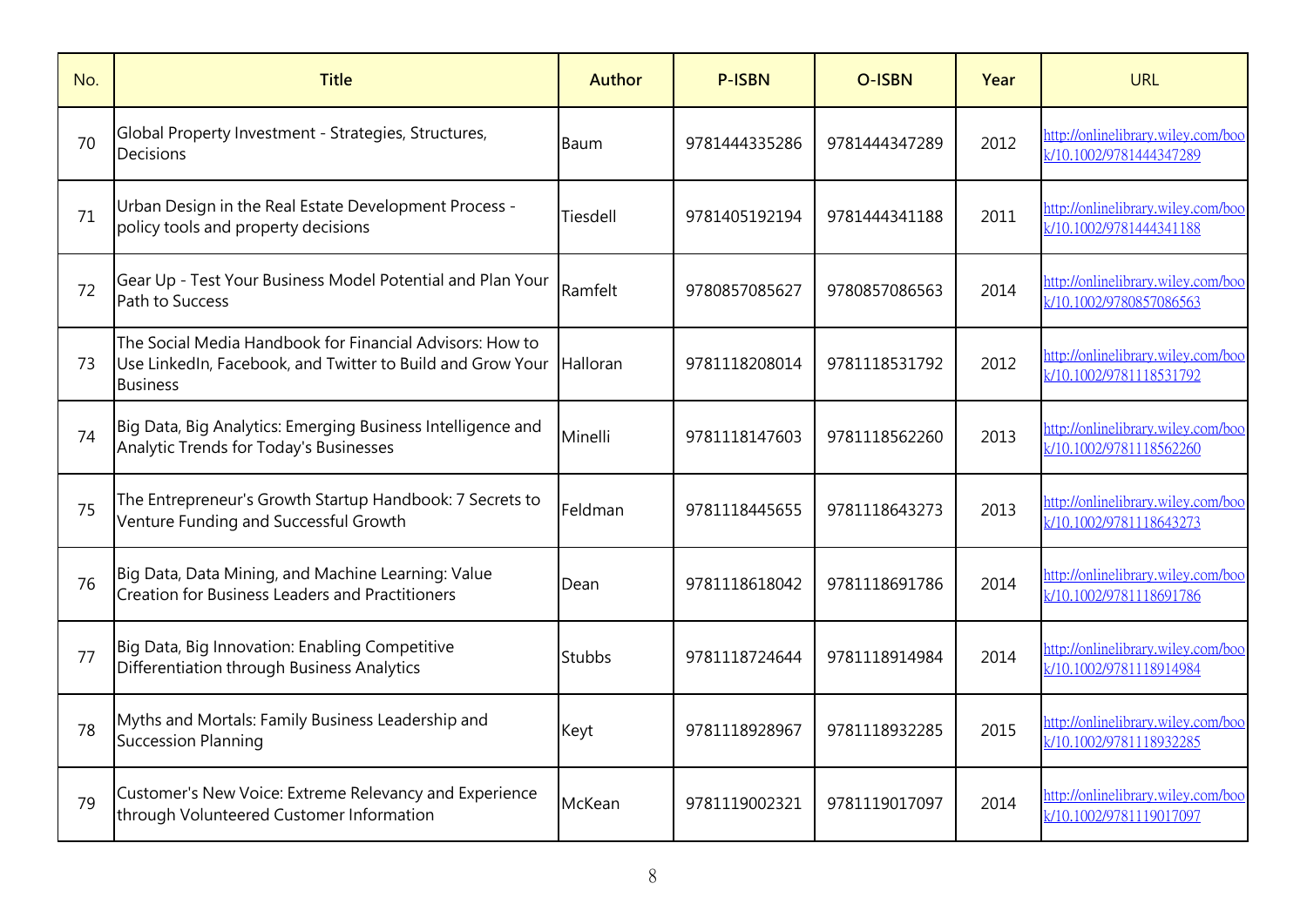| No. | Title | Author | P-ISBN | O-ISBN | Year | URL |
|---|---|---|---|---|---|---|
| 70 | Global Property Investment - Strategies, Structures, Decisions | Baum | 9781444335286 | 9781444347289 | 2012 | http://onlinelibrary.wiley.com/book/10.1002/9781444347289 |
| 71 | Urban Design in the Real Estate Development Process - policy tools and property decisions | Tiesdell | 9781405192194 | 9781444341188 | 2011 | http://onlinelibrary.wiley.com/book/10.1002/9781444341188 |
| 72 | Gear Up - Test Your Business Model Potential and Plan Your Path to Success | Ramfelt | 9780857085627 | 9780857086563 | 2014 | http://onlinelibrary.wiley.com/book/10.1002/9780857086563 |
| 73 | The Social Media Handbook for Financial Advisors: How to Use LinkedIn, Facebook, and Twitter to Build and Grow Your Business | Halloran | 9781118208014 | 9781118531792 | 2012 | http://onlinelibrary.wiley.com/book/10.1002/9781118531792 |
| 74 | Big Data, Big Analytics: Emerging Business Intelligence and Analytic Trends for Today's Businesses | Minelli | 9781118147603 | 9781118562260 | 2013 | http://onlinelibrary.wiley.com/book/10.1002/9781118562260 |
| 75 | The Entrepreneur's Growth Startup Handbook: 7 Secrets to Venture Funding and Successful Growth | Feldman | 9781118445655 | 9781118643273 | 2013 | http://onlinelibrary.wiley.com/book/10.1002/9781118643273 |
| 76 | Big Data, Data Mining, and Machine Learning: Value Creation for Business Leaders and Practitioners | Dean | 9781118618042 | 9781118691786 | 2014 | http://onlinelibrary.wiley.com/book/10.1002/9781118691786 |
| 77 | Big Data, Big Innovation: Enabling Competitive Differentiation through Business Analytics | Stubbs | 9781118724644 | 9781118914984 | 2014 | http://onlinelibrary.wiley.com/book/10.1002/9781118914984 |
| 78 | Myths and Mortals: Family Business Leadership and Succession Planning | Keyt | 9781118928967 | 9781118932285 | 2015 | http://onlinelibrary.wiley.com/book/10.1002/9781118932285 |
| 79 | Customer's New Voice: Extreme Relevancy and Experience through Volunteered Customer Information | McKean | 9781119002321 | 9781119017097 | 2014 | http://onlinelibrary.wiley.com/book/10.1002/9781119017097 |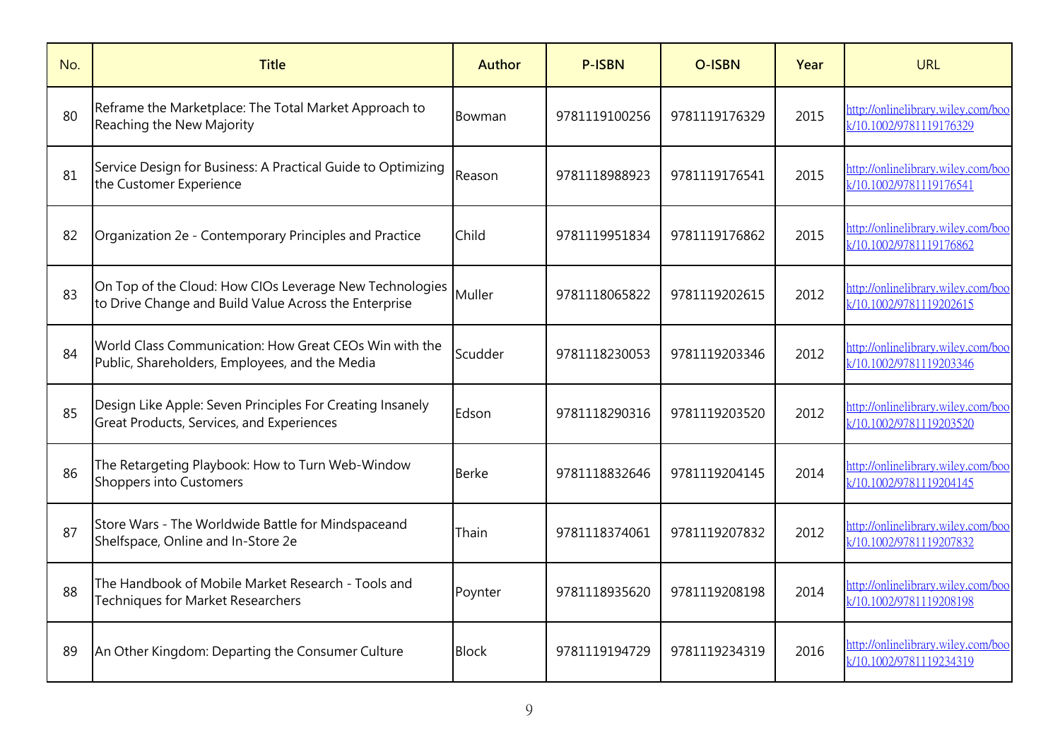| No. | Title | Author | P-ISBN | O-ISBN | Year | URL |
|---|---|---|---|---|---|---|
| 80 | Reframe the Marketplace: The Total Market Approach to Reaching the New Majority | Bowman | 9781119100256 | 9781119176329 | 2015 | http://onlinelibrary.wiley.com/book/10.1002/9781119176329 |
| 81 | Service Design for Business: A Practical Guide to Optimizing the Customer Experience | Reason | 9781118988923 | 9781119176541 | 2015 | http://onlinelibrary.wiley.com/book/10.1002/9781119176541 |
| 82 | Organization 2e - Contemporary Principles and Practice | Child | 9781119951834 | 9781119176862 | 2015 | http://onlinelibrary.wiley.com/book/10.1002/9781119176862 |
| 83 | On Top of the Cloud: How CIOs Leverage New Technologies to Drive Change and Build Value Across the Enterprise | Muller | 9781118065822 | 9781119202615 | 2012 | http://onlinelibrary.wiley.com/book/10.1002/9781119202615 |
| 84 | World Class Communication: How Great CEOs Win with the Public, Shareholders, Employees, and the Media | Scudder | 9781118230053 | 9781119203346 | 2012 | http://onlinelibrary.wiley.com/book/10.1002/9781119203346 |
| 85 | Design Like Apple: Seven Principles For Creating Insanely Great Products, Services, and Experiences | Edson | 9781118290316 | 9781119203520 | 2012 | http://onlinelibrary.wiley.com/book/10.1002/9781119203520 |
| 86 | The Retargeting Playbook: How to Turn Web-Window Shoppers into Customers | Berke | 9781118832646 | 9781119204145 | 2014 | http://onlinelibrary.wiley.com/book/10.1002/9781119204145 |
| 87 | Store Wars - The Worldwide Battle for Mindspaceand Shelfspace, Online and In-Store 2e | Thain | 9781118374061 | 9781119207832 | 2012 | http://onlinelibrary.wiley.com/book/10.1002/9781119207832 |
| 88 | The Handbook of Mobile Market Research - Tools and Techniques for Market Researchers | Poynter | 9781118935620 | 9781119208198 | 2014 | http://onlinelibrary.wiley.com/book/10.1002/9781119208198 |
| 89 | An Other Kingdom: Departing the Consumer Culture | Block | 9781119194729 | 9781119234319 | 2016 | http://onlinelibrary.wiley.com/book/10.1002/9781119234319 |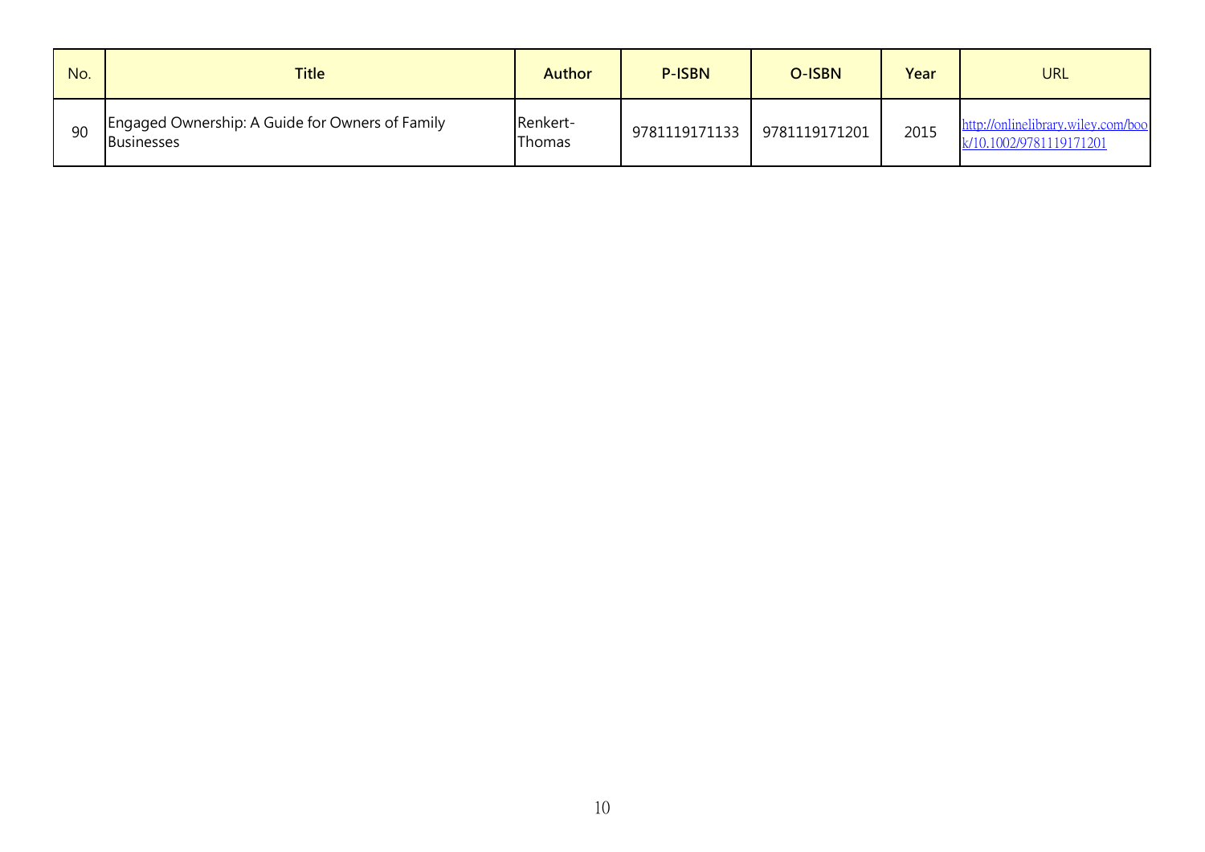| No. | Title | Author | P-ISBN | O-ISBN | Year | URL |
|---|---|---|---|---|---|---|
| 90 | Engaged Ownership: A Guide for Owners of Family Businesses | Renkert-Thomas | 9781119171133 | 9781119171201 | 2015 | http://onlinelibrary.wiley.com/book/10.1002/9781119171201 |